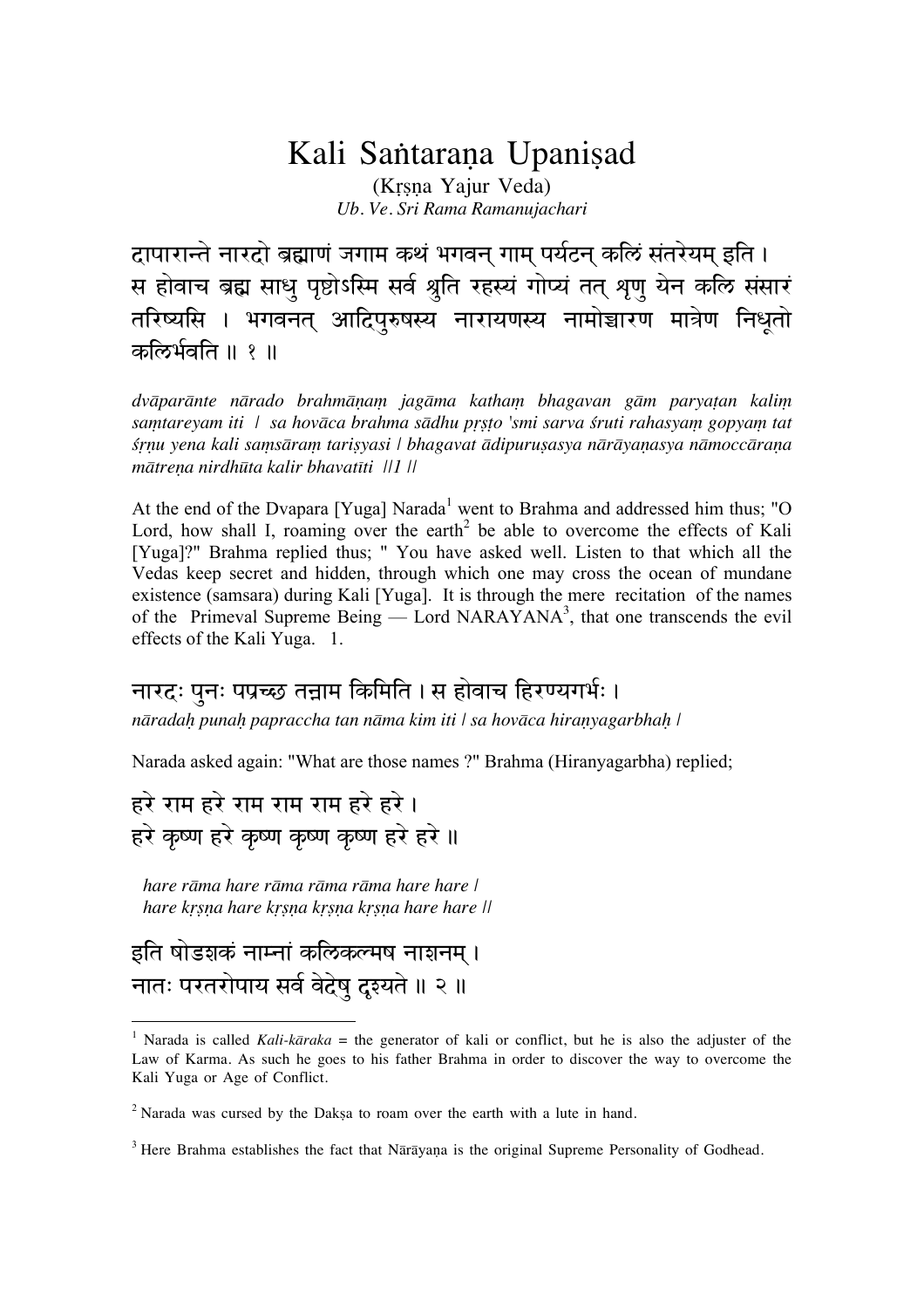# Kali Saṅtaraṇa Upaniṣad

(Kṛṣṇa Yajur Veda)
*Ub. Ve. Sri Rama Ramanujachari*

द्वापारान्ते नारदो ब्रह्माणं जगाम कथं भगवन् गाम् पर्यटन् कलिं संतरेयम् इति । स होवाच ब्रह्म साधु पृष्टोऽस्मि सर्व श्रुति रहस्यं गोप्यं तत् शृणु येन कलि संसारं तरिष्यसि । भगवनत् आदिपुरुषस्य नारायणस्य नामोच्चारण मात्रेण निधूतो कलिर्भवति ॥ १ ॥

*dvāparānte nārado brahmāṇaṃ jagāma kathaṃ bhagavan gām paryaṭan kaliṃ saṃtareyam iti | sa hovāca brahma sādhu pṛṣṭo 'smi sarva śruti rahasyaṃ gopyaṃ tat śṛṇu yena kali saṃsāraṃ tariṣyasi | bhagavat ādipuruṣasya nārāyaṇasya nāmoccāraṇa mātreṇa nirdhūta kalir bhavatīti ||1 ||*

At the end of the Dvapara [Yuga] Narada[1] went to Brahma and addressed him thus; "O Lord, how shall I, roaming over the earth[2] be able to overcome the effects of Kali [Yuga]?" Brahma replied thus; " You have asked well. Listen to that which all the Vedas keep secret and hidden, through which one may cross the ocean of mundane existence (samsara) during Kali [Yuga]. It is through the mere recitation of the names of the Primeval Supreme Being — Lord NARAYANA[3], that one transcends the evil effects of the Kali Yuga. 1.

नारदः पुनः पप्रच्छ तन्नाम किमिति । स होवाच हिरण्यगर्भः ।
*nāradaḥ punaḥ papraccha tan nāma kim iti | sa hovāca hiraṇyagarbhaḥ |*

Narada asked again: "What are those names ?" Brahma (Hiranyagarbha) replied;

हरे राम हरे राम राम राम हरे हरे ।
हरे कृष्ण हरे कृष्ण कृष्ण कृष्ण हरे हरे ॥

*hare rāma hare rāma rāma rāma hare hare |*
*hare kṛṣṇa hare kṛṣṇa kṛṣṇa kṛṣṇa hare hare ||*

इति षोडशकं नाम्नां कलिकल्मष नाशनम् ।
नातः परतरोपाय सर्व वेदेषु दृश्यते ॥ २ ॥

---

[1] Narada is called *Kali-kāraka* = the generator of kali or conflict, but he is also the adjuster of the Law of Karma. As such he goes to his father Brahma in order to discover the way to overcome the Kali Yuga or Age of Conflict.

[2] Narada was cursed by the Dakṣa to roam over the earth with a lute in hand.

[3] Here Brahma establishes the fact that Nārāyaṇa is the original Supreme Personality of Godhead.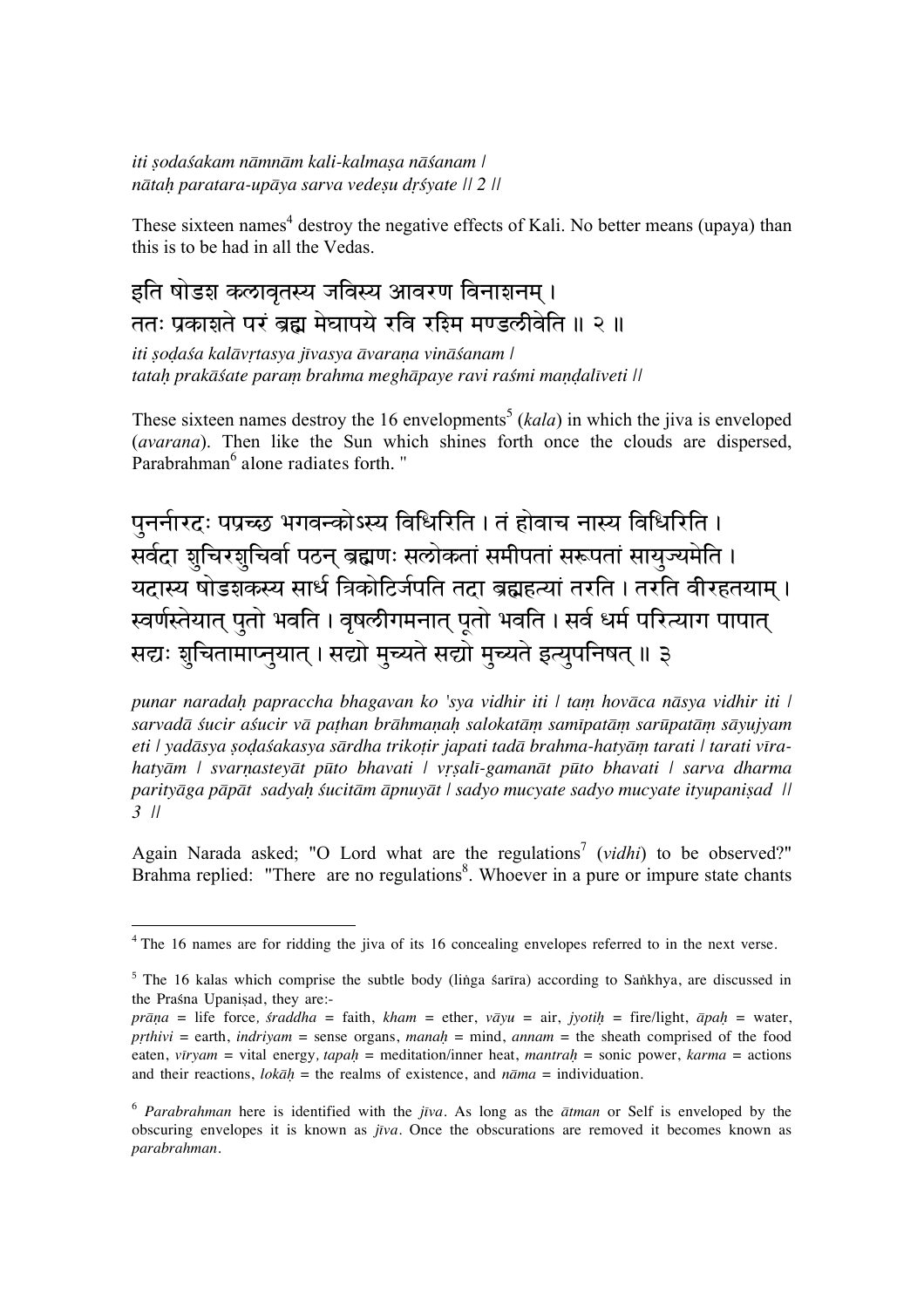*iti ṣodaśakam nāmnām kali-kalmaṣa nāśanam |*
*nātaḥ paratara-upāya sarva vedeṣu dṛśyate || 2 ||*

These sixteen names[4] destroy the negative effects of Kali. No better means (upaya) than this is to be had in all the Vedas.

इति षोडश कलावृतस्य जविस्य आवरण विनाशनम् ।
ततः प्रकाशते परं ब्रह्म मेघापये रवि रश्मि मण्डलीवेति ॥ २ ॥

*iti ṣoḍaśa kalāvṛtasya jīvasya āvaraṇa vināśanam |*
*tataḥ prakāśate paraṃ brahma meghāpaye ravi raśmi maṇḍalīveti ||*

These sixteen names destroy the 16 envelopments[5] (*kala*) in which the jiva is enveloped (*avarana*). Then like the Sun which shines forth once the clouds are dispersed, Parabrahman[6] alone radiates forth. "

पुनर्नारदः पप्रच्छ भगवन्कोऽस्य विधिरिति । तं होवाच नास्य विधिरिति । सर्वदा शुचिरशुचिर्वा पठन् ब्रह्मणः सलोकतां समीपतां सरूपतां सायुज्यमेति । यदास्य षोडशकस्य सार्ध त्रिकोटिर्जपति तदा ब्रह्महत्यां तरति । तरति वीरहतयाम् । स्वर्णस्तेयात् पुतो भवति । वृषलीगमनात् पूतो भवति । सर्व धर्म परित्याग पापात् सद्यः शुचितामाप्नुयात् । सद्यो मुच्यते सद्यो मुच्यते इत्युपनिषत् ॥ ३

*punar naradaḥ papraccha bhagavan ko 'sya vidhir iti | taṃ hovāca nāsya vidhir iti | sarvadā śucir aśucir vā paṭhan brāhmaṇaḥ salokatāṃ samīpatāṃ sarūpatāṃ sāyujyam eti | yadāsya ṣoḍaśakasya sārdha trikoṭir japati tadā brahma-hatyāṃ tarati | tarati vīra-hatyām | svarṇasteyāt pūto bhavati | vṛṣalī-gamanāt pūto bhavati | sarva dharma parityāga pāpāt sadyaḥ śucitām āpnuyāt | sadyo mucyate sadyo mucyate ityupaniṣad || 3 ||*

Again Narada asked; "O Lord what are the regulations[7] (*vidhi*) to be observed?" Brahma replied: "There are no regulations[8]. Whoever in a pure or impure state chants

---

[4] The 16 names are for ridding the jiva of its 16 concealing envelopes referred to in the next verse.

[5] The 16 kalas which comprise the subtle body (liṅga śarīra) according to Saṅkhya, are discussed in the Praśna Upaniṣad, they are:-
*prāṇa* = life force*, śraddha* = faith, *kham* = ether, *vāyu* = air, *jyotiḥ* = fire/light, *āpaḥ* = water, *pṛthivi* = earth, *indriyam* = sense organs, *manaḥ* = mind, *annam* = the sheath comprised of the food eaten, *vīryam* = vital energy*, tapaḥ* = meditation/inner heat, *mantraḥ* = sonic power, *karma* = actions and their reactions, *lokāḥ* = the realms of existence, and *nāma* = individuation.

[6] *Parabrahman* here is identified with the *jīva*. As long as the *ātman* or Self is enveloped by the obscuring envelopes it is known as *jīva*. Once the obscurations are removed it becomes known as *parabrahman*.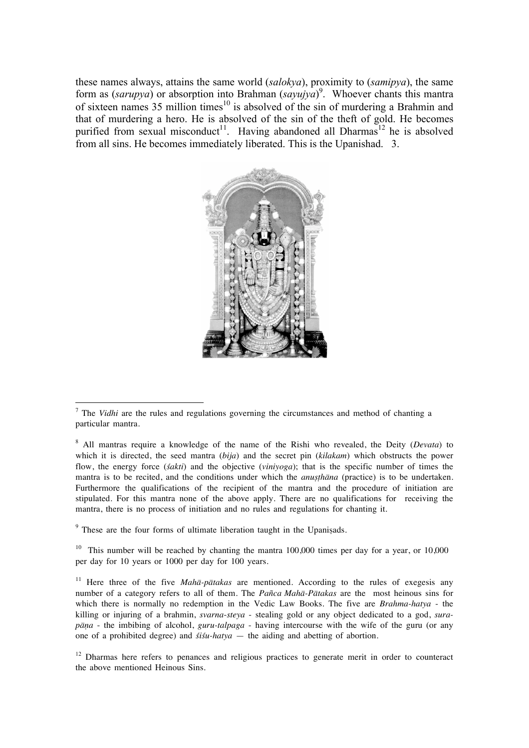these names always, attains the same world (*salokya*), proximity to (*samipya*), the same form as (*sarupya*) or absorption into Brahman (*sayujya*)[9]. Whoever chants this mantra of sixteen names 35 million times[10] is absolved of the sin of murdering a Brahmin and that of murdering a hero. He is absolved of the sin of the theft of gold. He becomes purified from sexual misconduct[11]. Having abandoned all Dharmas[12] he is absolved from all sins. He becomes immediately liberated. This is the Upanishad. 3.

---

[7] The *Vidhi* are the rules and regulations governing the circumstances and method of chanting a particular mantra.

[8] All mantras require a knowledge of the name of the Rishi who revealed, the Deity (*Devata*) to which it is directed, the seed mantra (*bija*) and the secret pin (*kilakam*) which obstructs the power flow, the energy force (*śakti*) and the objective (*viniyoga*); that is the specific number of times the mantra is to be recited, and the conditions under which the *anuṣṭhāna* (practice) is to be undertaken. Furthermore the qualifications of the recipient of the mantra and the procedure of initiation are stipulated. For this mantra none of the above apply. There are no qualifications for receiving the mantra, there is no process of initiation and no rules and regulations for chanting it.

[9] These are the four forms of ultimate liberation taught in the Upaniṣads.

[10] This number will be reached by chanting the mantra 100,000 times per day for a year, or 10,000 per day for 10 years or 1000 per day for 100 years.

[11] Here three of the five *Mahā-pātakas* are mentioned. According to the rules of exegesis any number of a category refers to all of them. The *Pañca Mahā-Pātakas* are the most heinous sins for which there is normally no redemption in the Vedic Law Books. The five are *Brahma-hatya* - the killing or injuring of a brahmin, *svarna-steya* - stealing gold or any object dedicated to a god, *sura-pāṇa* - the imbibing of alcohol, *guru-talpaga* - having intercourse with the wife of the guru (or any one of a prohibited degree) and *śiśu-hatya* — the aiding and abetting of abortion.

[12] Dharmas here refers to penances and religious practices to generate merit in order to counteract the above mentioned Heinous Sins.